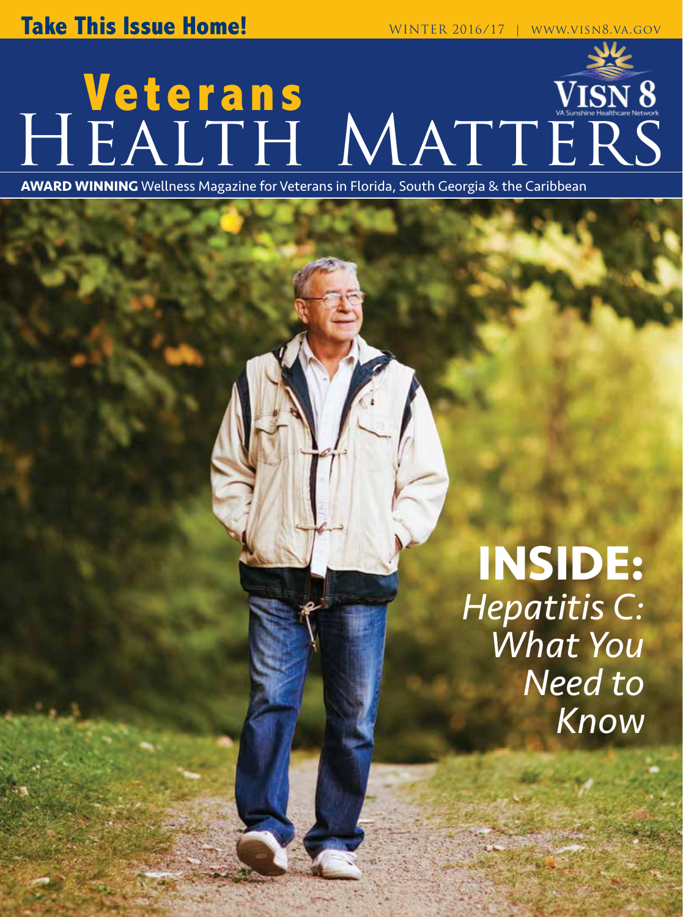**Take This Issue Home!**

WINTER 2016/17 | WWW.VISN8.VA.GOV

# Veterans Health Matters

VISN 8
VA Sunshine Healthcare Network

**AWARD WINNING** Wellness Magazine for Veterans in Florida, South Georgia & the Caribbean

## INSIDE:

*Hepatitis C: What You Need to Know*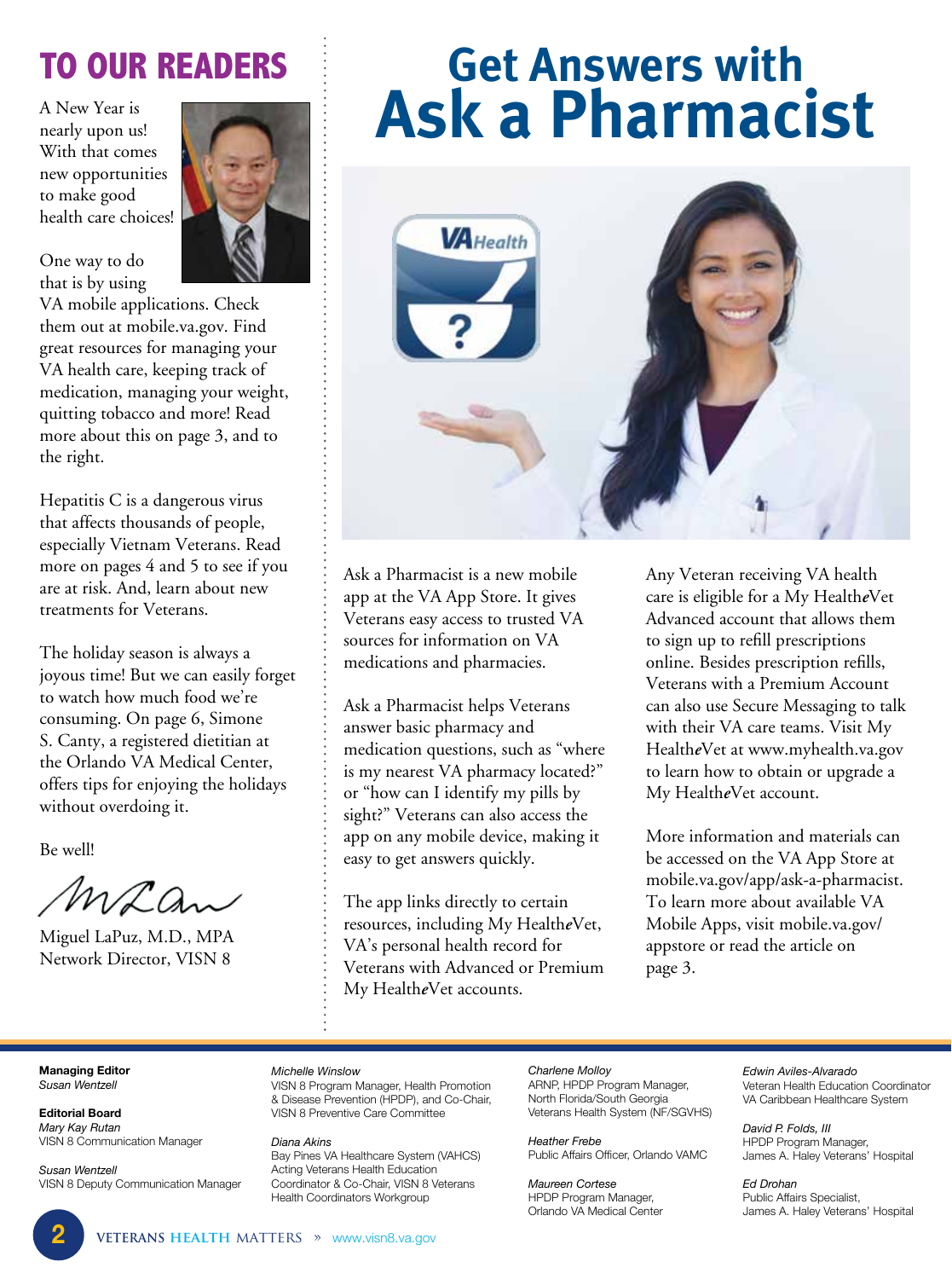# TO OUR READERS

A New Year is nearly upon us! With that comes new opportunities to make good health care choices!

One way to do that is by using VA mobile applications. Check them out at mobile.va.gov. Find great resources for managing your VA health care, keeping track of medication, managing your weight, quitting tobacco and more! Read more about this on page 3, and to the right.

Hepatitis C is a dangerous virus that affects thousands of people, especially Vietnam Veterans. Read more on pages 4 and 5 to see if you are at risk. And, learn about new treatments for Veterans.

The holiday season is always a joyous time! But we can easily forget to watch how much food we're consuming. On page 6, Simone S. Canty, a registered dietitian at the Orlando VA Medical Center, offers tips for enjoying the holidays without overdoing it.

Be well!

Miguel LaPuz, M.D., MPA
Network Director, VISN 8

# Get Answers with Ask a Pharmacist

Ask a Pharmacist is a new mobile app at the VA App Store. It gives Veterans easy access to trusted VA sources for information on VA medications and pharmacies.

Ask a Pharmacist helps Veterans answer basic pharmacy and medication questions, such as "where is my nearest VA pharmacy located?" or "how can I identify my pills by sight?" Veterans can also access the app on any mobile device, making it easy to get answers quickly.

The app links directly to certain resources, including My Health*e*Vet, VA's personal health record for Veterans with Advanced or Premium My Health*e*Vet accounts.

Any Veteran receiving VA health care is eligible for a My Health*e*Vet Advanced account that allows them to sign up to refill prescriptions online. Besides prescription refills, Veterans with a Premium Account can also use Secure Messaging to talk with their VA care teams. Visit My Health*e*Vet at www.myhealth.va.gov to learn how to obtain or upgrade a My Health*e*Vet account.

More information and materials can be accessed on the VA App Store at mobile.va.gov/app/ask-a-pharmacist. To learn more about available VA Mobile Apps, visit mobile.va.gov/appstore or read the article on page 3.

---

**Managing Editor**
*Susan Wentzell*

**Editorial Board**
*Mary Kay Rutan*
VISN 8 Communication Manager

*Susan Wentzell*
VISN 8 Deputy Communication Manager

*Michelle Winslow*
VISN 8 Program Manager, Health Promotion & Disease Prevention (HPDP), and Co-Chair, VISN 8 Preventive Care Committee

*Diana Akins*
Bay Pines VA Healthcare System (VAHCS) Acting Veterans Health Education Coordinator & Co-Chair, VISN 8 Veterans Health Coordinators Workgroup

*Charlene Molloy*
ARNP, HPDP Program Manager, North Florida/South Georgia Veterans Health System (NF/SGVHS)

*Heather Frebe*
Public Affairs Officer, Orlando VAMC

*Maureen Cortese*
HPDP Program Manager, Orlando VA Medical Center

*Edwin Aviles-Alvarado*
Veteran Health Education Coordinator VA Caribbean Healthcare System

*David P. Folds, III*
HPDP Program Manager, James A. Haley Veterans' Hospital

*Ed Drohan*
Public Affairs Specialist, James A. Haley Veterans' Hospital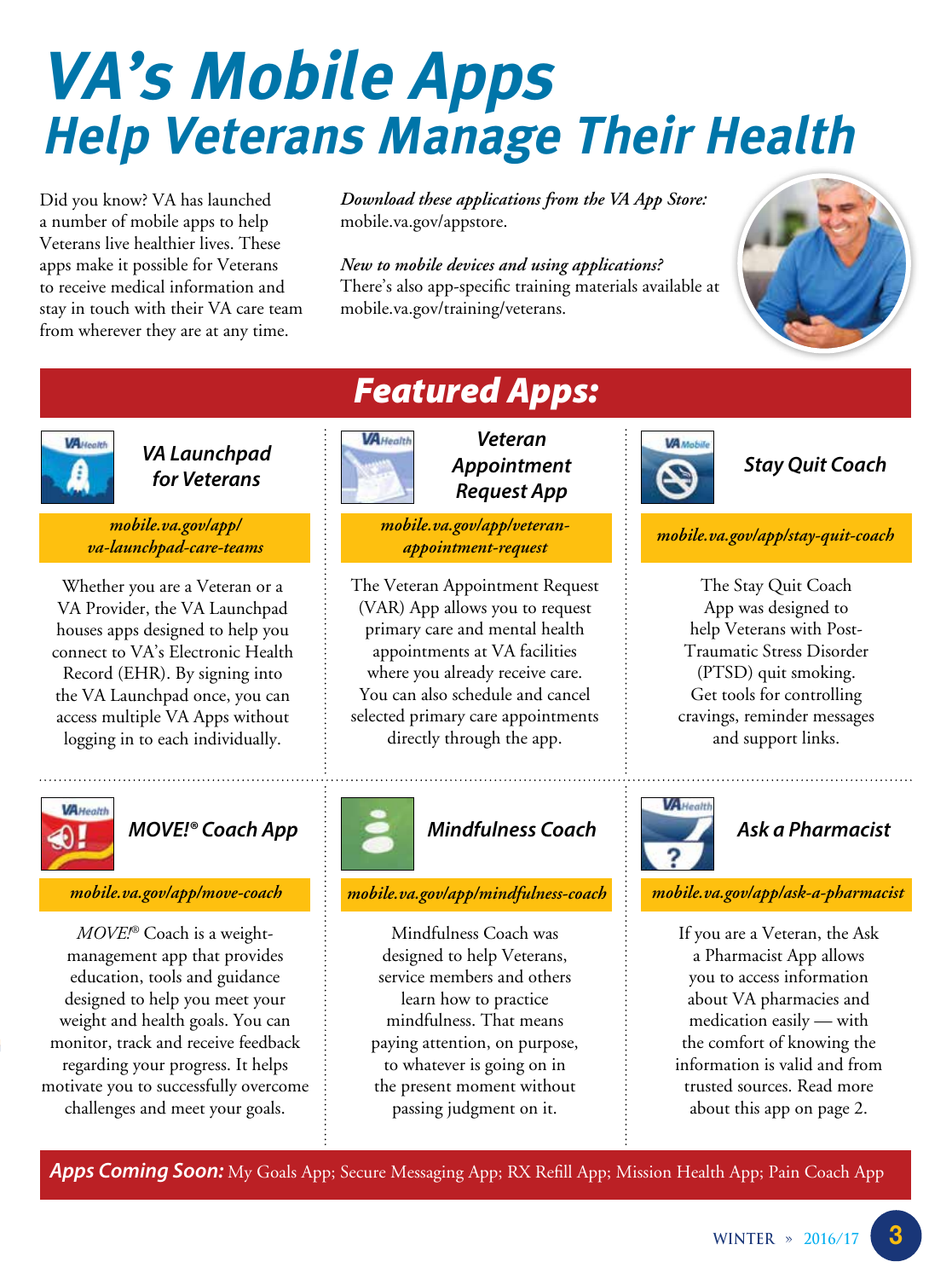# VA's Mobile Apps
## Help Veterans Manage Their Health

Did you know? VA has launched a number of mobile apps to help Veterans live healthier lives. These apps make it possible for Veterans to receive medical information and stay in touch with their VA care team from wherever they are at any time.

*Download these applications from the VA App Store:* mobile.va.gov/appstore.

*New to mobile devices and using applications?* There's also app-specific training materials available at mobile.va.gov/training/veterans.

## Featured Apps:

### VA Launchpad for Veterans

*mobile.va.gov/app/va-launchpad-care-teams*

Whether you are a Veteran or a VA Provider, the VA Launchpad houses apps designed to help you connect to VA's Electronic Health Record (EHR). By signing into the VA Launchpad once, you can access multiple VA Apps without logging in to each individually.

### Veteran Appointment Request App

*mobile.va.gov/app/veteran-appointment-request*

The Veteran Appointment Request (VAR) App allows you to request primary care and mental health appointments at VA facilities where you already receive care. You can also schedule and cancel selected primary care appointments directly through the app.

### Stay Quit Coach

*mobile.va.gov/app/stay-quit-coach*

The Stay Quit Coach App was designed to help Veterans with Post-Traumatic Stress Disorder (PTSD) quit smoking. Get tools for controlling cravings, reminder messages and support links.

### MOVE!® Coach App

*mobile.va.gov/app/move-coach*

*MOVE!*® Coach is a weight-management app that provides education, tools and guidance designed to help you meet your weight and health goals. You can monitor, track and receive feedback regarding your progress. It helps motivate you to successfully overcome challenges and meet your goals.

### Mindfulness Coach

*mobile.va.gov/app/mindfulness-coach*

Mindfulness Coach was designed to help Veterans, service members and others learn how to practice mindfulness. That means paying attention, on purpose, to whatever is going on in the present moment without passing judgment on it.

### Ask a Pharmacist

*mobile.va.gov/app/ask-a-pharmacist*

If you are a Veteran, the Ask a Pharmacist App allows you to access information about VA pharmacies and medication easily — with the comfort of knowing the information is valid and from trusted sources. Read more about this app on page 2.

**Apps Coming Soon:** My Goals App; Secure Messaging App; RX Refill App; Mission Health App; Pain Coach App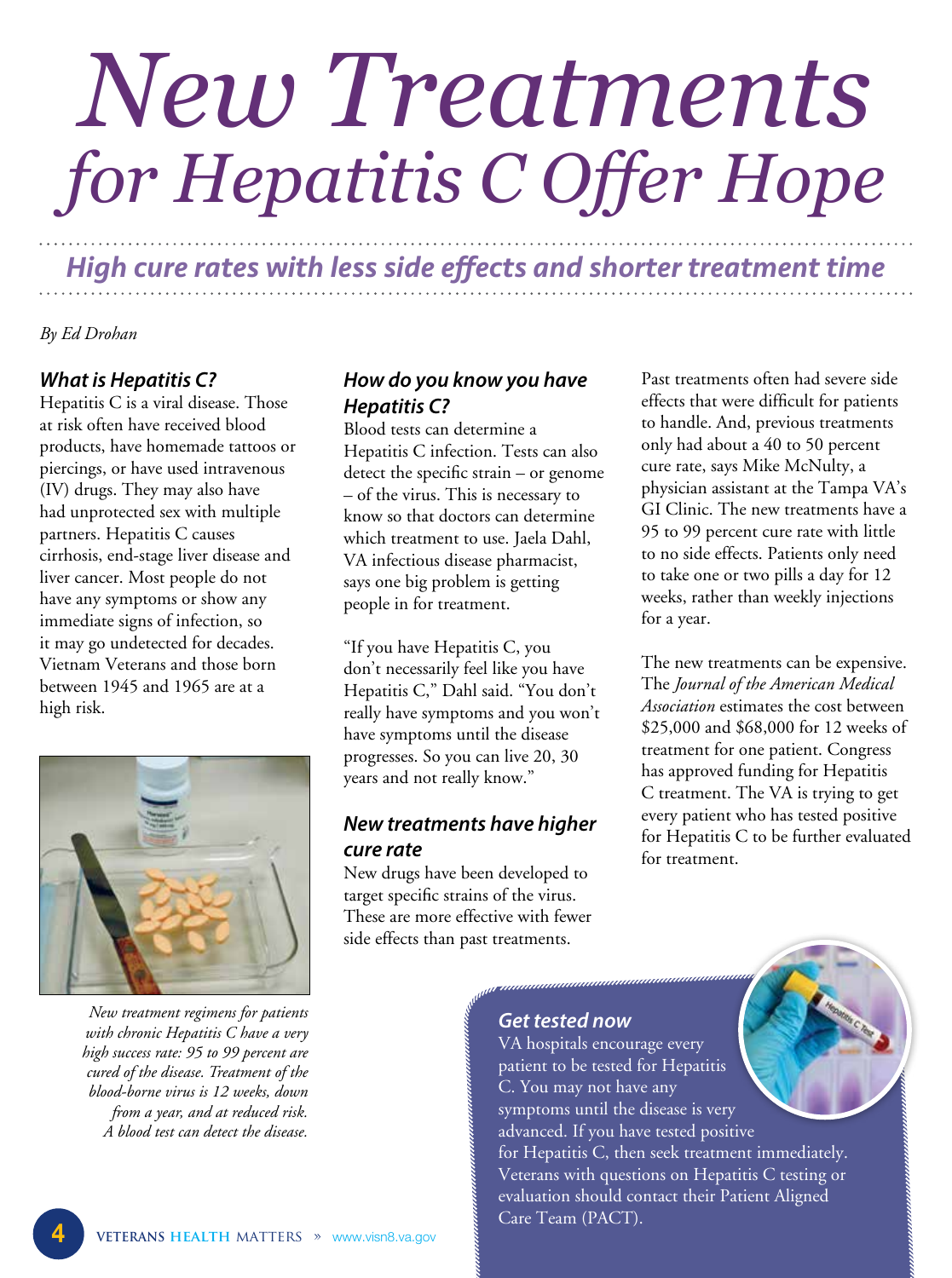# New Treatments for Hepatitis C Offer Hope

## High cure rates with less side effects and shorter treatment time

*By Ed Drohan*

### What is Hepatitis C?

Hepatitis C is a viral disease. Those at risk often have received blood products, have homemade tattoos or piercings, or have used intravenous (IV) drugs. They may also have had unprotected sex with multiple partners. Hepatitis C causes cirrhosis, end-stage liver disease and liver cancer. Most people do not have any symptoms or show any immediate signs of infection, so it may go undetected for decades. Vietnam Veterans and those born between 1945 and 1965 are at a high risk.

*New treatment regimens for patients with chronic Hepatitis C have a very high success rate: 95 to 99 percent are cured of the disease. Treatment of the blood-borne virus is 12 weeks, down from a year, and at reduced risk. A blood test can detect the disease.*

### How do you know you have Hepatitis C?

Blood tests can determine a Hepatitis C infection. Tests can also detect the specific strain – or genome – of the virus. This is necessary to know so that doctors can determine which treatment to use. Jaela Dahl, VA infectious disease pharmacist, says one big problem is getting people in for treatment.

"If you have Hepatitis C, you don't necessarily feel like you have Hepatitis C," Dahl said. "You don't really have symptoms and you won't have symptoms until the disease progresses. So you can live 20, 30 years and not really know."

### New treatments have higher cure rate

New drugs have been developed to target specific strains of the virus. These are more effective with fewer side effects than past treatments.

Past treatments often had severe side effects that were difficult for patients to handle. And, previous treatments only had about a 40 to 50 percent cure rate, says Mike McNulty, a physician assistant at the Tampa VA's GI Clinic. The new treatments have a 95 to 99 percent cure rate with little to no side effects. Patients only need to take one or two pills a day for 12 weeks, rather than weekly injections for a year.

The new treatments can be expensive. The *Journal of the American Medical Association* estimates the cost between $25,000 and $68,000 for 12 weeks of treatment for one patient. Congress has approved funding for Hepatitis C treatment. The VA is trying to get every patient who has tested positive for Hepatitis C to be further evaluated for treatment.

### Get tested now

VA hospitals encourage every patient to be tested for Hepatitis C. You may not have any symptoms until the disease is very advanced. If you have tested positive for Hepatitis C, then seek treatment immediately. Veterans with questions on Hepatitis C testing or evaluation should contact their Patient Aligned Care Team (PACT).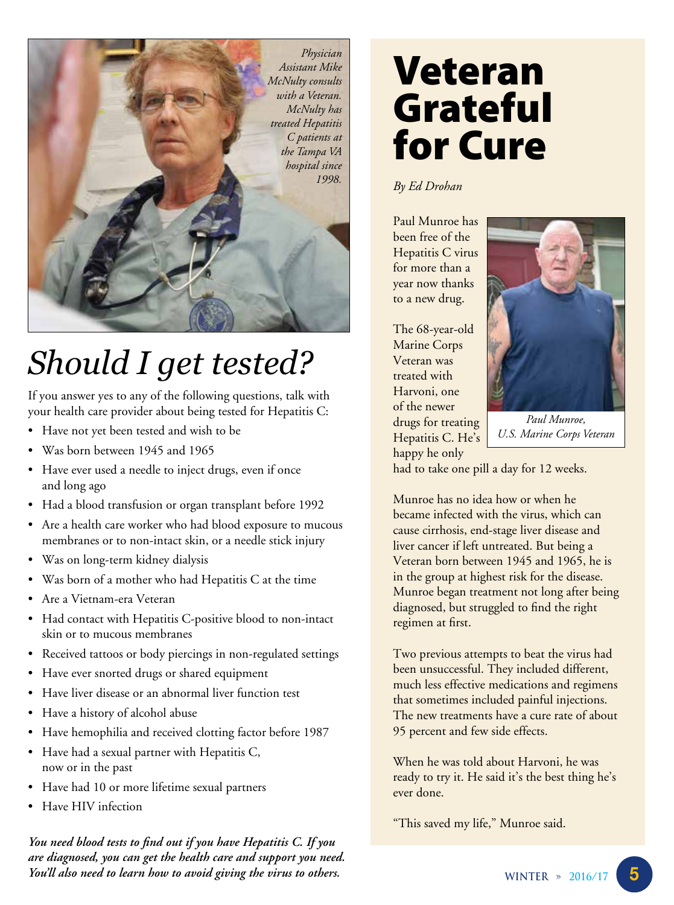*Physician Assistant Mike McNulty consults with a Veteran. McNulty has treated Hepatitis C patients at the Tampa VA hospital since 1998.*

# *Should I get tested?*

If you answer yes to any of the following questions, talk with your health care provider about being tested for Hepatitis C:

- Have not yet been tested and wish to be
- Was born between 1945 and 1965
- Have ever used a needle to inject drugs, even if once and long ago
- Had a blood transfusion or organ transplant before 1992
- Are a health care worker who had blood exposure to mucous membranes or to non-intact skin, or a needle stick injury
- Was on long-term kidney dialysis
- Was born of a mother who had Hepatitis C at the time
- Are a Vietnam-era Veteran
- Had contact with Hepatitis C-positive blood to non-intact skin or to mucous membranes
- Received tattoos or body piercings in non-regulated settings
- Have ever snorted drugs or shared equipment
- Have liver disease or an abnormal liver function test
- Have a history of alcohol abuse
- Have hemophilia and received clotting factor before 1987
- Have had a sexual partner with Hepatitis C, now or in the past
- Have had 10 or more lifetime sexual partners
- Have HIV infection

***You need blood tests to find out if you have Hepatitis C. If you are diagnosed, you can get the health care and support you need. You'll also need to learn how to avoid giving the virus to others.***

# Veteran Grateful for Cure

*By Ed Drohan*

Paul Munroe has been free of the Hepatitis C virus for more than a year now thanks to a new drug.

*Paul Munroe, U.S. Marine Corps Veteran*

The 68-year-old Marine Corps Veteran was treated with Harvoni, one of the newer drugs for treating Hepatitis C. He's happy he only had to take one pill a day for 12 weeks.

Munroe has no idea how or when he became infected with the virus, which can cause cirrhosis, end-stage liver disease and liver cancer if left untreated. But being a Veteran born between 1945 and 1965, he is in the group at highest risk for the disease. Munroe began treatment not long after being diagnosed, but struggled to find the right regimen at first.

Two previous attempts to beat the virus had been unsuccessful. They included different, much less effective medications and regimens that sometimes included painful injections. The new treatments have a cure rate of about 95 percent and few side effects.

When he was told about Harvoni, he was ready to try it. He said it's the best thing he's ever done.

"This saved my life," Munroe said.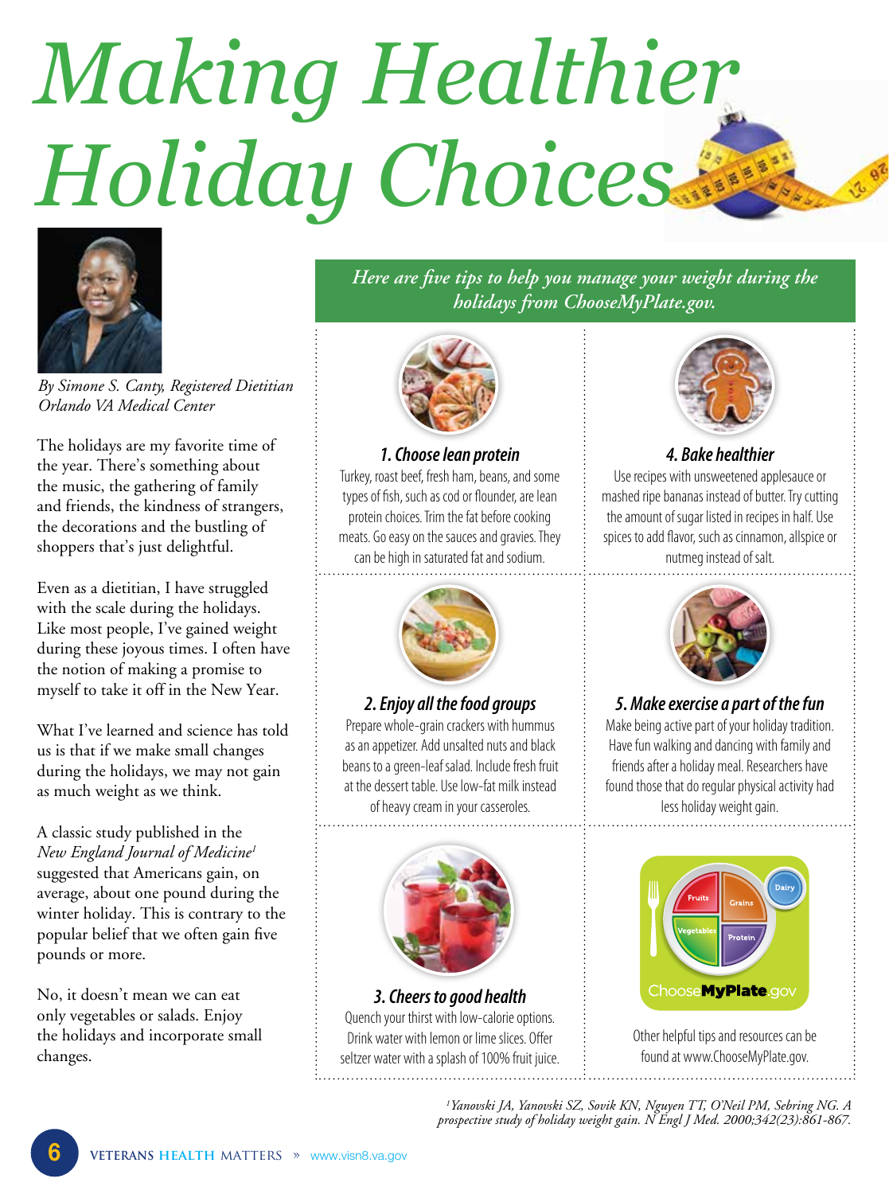# Making Healthier Holiday Choices

*By Simone S. Canty, Registered Dietitian*
*Orlando VA Medical Center*

The holidays are my favorite time of the year. There's something about the music, the gathering of family and friends, the kindness of strangers, the decorations and the bustling of shoppers that's just delightful.

Even as a dietitian, I have struggled with the scale during the holidays. Like most people, I've gained weight during these joyous times. I often have the notion of making a promise to myself to take it off in the New Year.

What I've learned and science has told us is that if we make small changes during the holidays, we may not gain as much weight as we think.

A classic study published in the *New England Journal of Medicine*[1] suggested that Americans gain, on average, about one pound during the winter holiday. This is contrary to the popular belief that we often gain five pounds or more.

No, it doesn't mean we can eat only vegetables or salads. Enjoy the holidays and incorporate small changes.

*Here are five tips to help you manage your weight during the holidays from ChooseMyPlate.gov.*

### 1. Choose lean protein

Turkey, roast beef, fresh ham, beans, and some types of fish, such as cod or flounder, are lean protein choices. Trim the fat before cooking meats. Go easy on the sauces and gravies. They can be high in saturated fat and sodium.

### 2. Enjoy all the food groups

Prepare whole-grain crackers with hummus as an appetizer. Add unsalted nuts and black beans to a green-leaf salad. Include fresh fruit at the dessert table. Use low-fat milk instead of heavy cream in your casseroles.

### 3. Cheers to good health

Quench your thirst with low-calorie options. Drink water with lemon or lime slices. Offer seltzer water with a splash of 100% fruit juice.

### 4. Bake healthier

Use recipes with unsweetened applesauce or mashed ripe bananas instead of butter. Try cutting the amount of sugar listed in recipes in half. Use spices to add flavor, such as cinnamon, allspice or nutmeg instead of salt.

### 5. Make exercise a part of the fun

Make being active part of your holiday tradition. Have fun walking and dancing with family and friends after a holiday meal. Researchers have found those that do regular physical activity had less holiday weight gain.

Other helpful tips and resources can be found at www.ChooseMyPlate.gov.

[1] Yanovski JA, Yanovski SZ, Sovik KN, Nguyen TT, O'Neil PM, Sebring NG. A prospective study of holiday weight gain. N Engl J Med. 2000;342(23):861-867.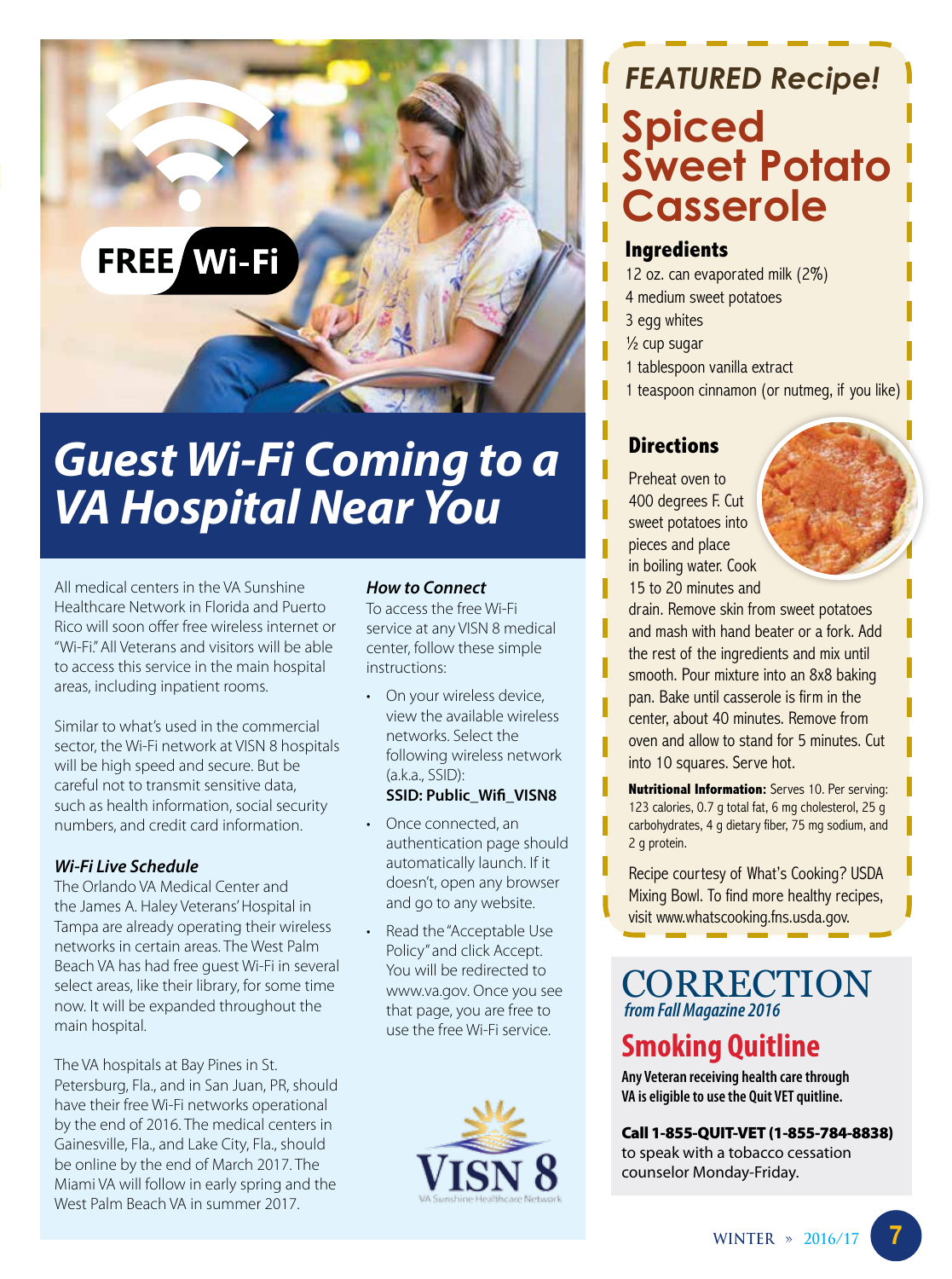FREE Wi-Fi

# Guest Wi-Fi Coming to a VA Hospital Near You

All medical centers in the VA Sunshine Healthcare Network in Florida and Puerto Rico will soon offer free wireless internet or "Wi-Fi." All Veterans and visitors will be able to access this service in the main hospital areas, including inpatient rooms.

Similar to what's used in the commercial sector, the Wi-Fi network at VISN 8 hospitals will be high speed and secure. But be careful not to transmit sensitive data, such as health information, social security numbers, and credit card information.

### *Wi-Fi Live Schedule*

The Orlando VA Medical Center and the James A. Haley Veterans' Hospital in Tampa are already operating their wireless networks in certain areas. The West Palm Beach VA has had free guest Wi-Fi in several select areas, like their library, for some time now. It will be expanded throughout the main hospital.

The VA hospitals at Bay Pines in St. Petersburg, Fla., and in San Juan, PR, should have their free Wi-Fi networks operational by the end of 2016. The medical centers in Gainesville, Fla., and Lake City, Fla., should be online by the end of March 2017. The Miami VA will follow in early spring and the West Palm Beach VA in summer 2017.

### *How to Connect*

To access the free Wi-Fi service at any VISN 8 medical center, follow these simple instructions:

- On your wireless device, view the available wireless networks. Select the following wireless network (a.k.a., SSID):
  **SSID: Public_Wifi_VISN8**
- Once connected, an authentication page should automatically launch. If it doesn't, open any browser and go to any website.
- Read the "Acceptable Use Policy" and click Accept. You will be redirected to www.va.gov. Once you see that page, you are free to use the free Wi-Fi service.

VISN 8
VA Sunshine Healthcare Network

## *FEATURED Recipe!*

# Spiced Sweet Potato Casserole

### Ingredients

12 oz. can evaporated milk (2%)
4 medium sweet potatoes
3 egg whites
½ cup sugar
1 tablespoon vanilla extract
1 teaspoon cinnamon (or nutmeg, if you like)

### Directions

Preheat oven to 400 degrees F. Cut sweet potatoes into pieces and place in boiling water. Cook 15 to 20 minutes and drain. Remove skin from sweet potatoes and mash with hand beater or a fork. Add the rest of the ingredients and mix until smooth. Pour mixture into an 8x8 baking pan. Bake until casserole is firm in the center, about 40 minutes. Remove from oven and allow to stand for 5 minutes. Cut into 10 squares. Serve hot.

**Nutritional Information:** Serves 10. Per serving: 123 calories, 0.7 g total fat, 6 mg cholesterol, 25 g carbohydrates, 4 g dietary fiber, 75 mg sodium, and 2 g protein.

Recipe courtesy of What's Cooking? USDA Mixing Bowl. To find more healthy recipes, visit www.whatscooking.fns.usda.gov.

# CORRECTION

*from Fall Magazine 2016*

## Smoking Quitline

**Any Veteran receiving health care through VA is eligible to use the Quit VET quitline.**

**Call 1-855-QUIT-VET (1-855-784-8838)** to speak with a tobacco cessation counselor Monday-Friday.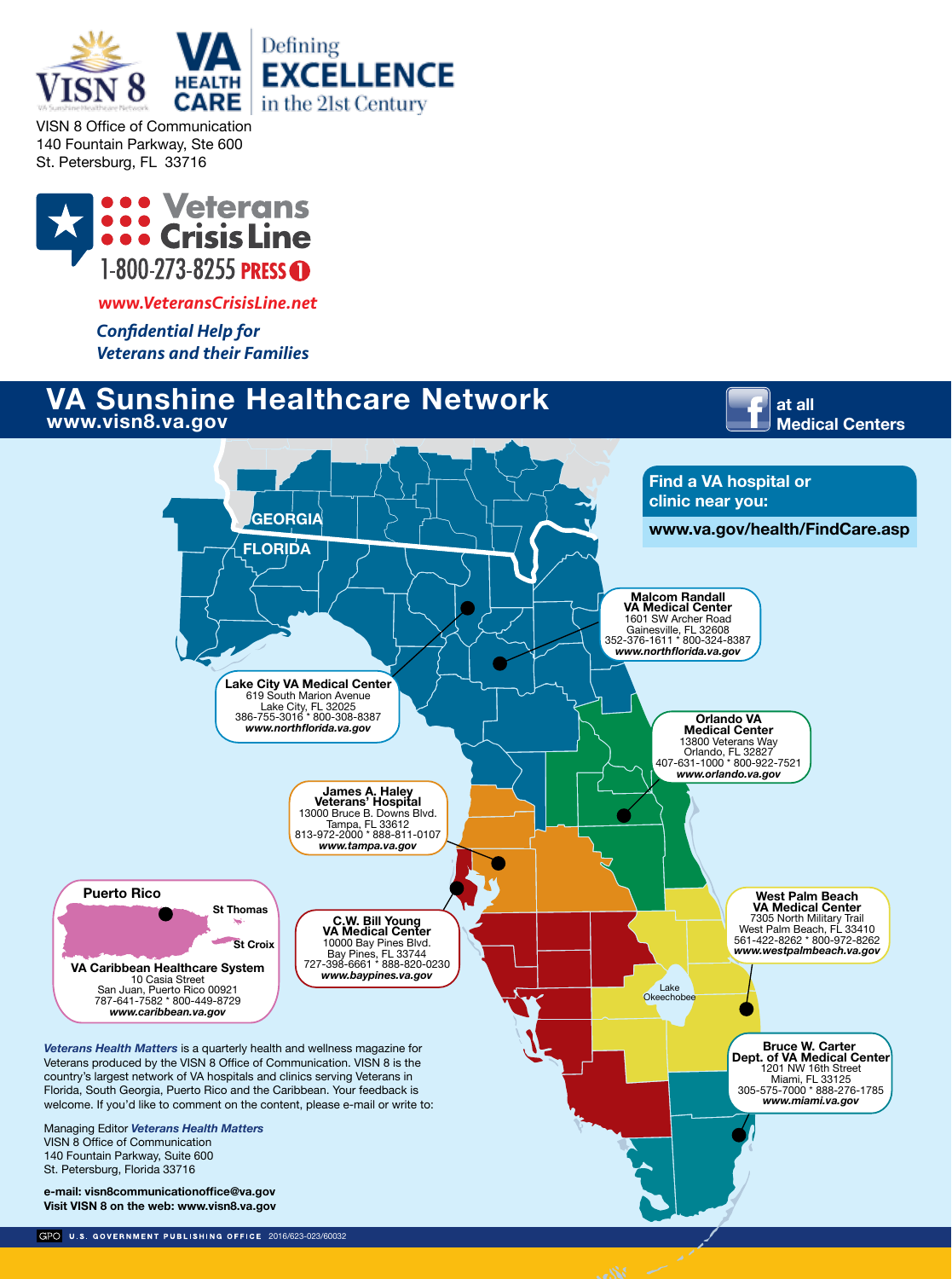VISN 8 | VA HEALTH CARE | Defining EXCELLENCE in the 21st Century

VISN 8 Office of Communication
140 Fountain Parkway, Ste 600
St. Petersburg, FL 33716

**Veterans Crisis Line**
1-800-273-8255 PRESS 1

*www.VeteransCrisisLine.net*

*Confidential Help for Veterans and their Families*

# VA Sunshine Healthcare Network

**www.visn8.va.gov**

at all Medical Centers

**Find a VA hospital or clinic near you:**
**www.va.gov/health/FindCare.asp**

GEORGIA
FLORIDA

**Malcom Randall VA Medical Center**
1601 SW Archer Road
Gainesville, FL 32608
352-376-1611 * 800-324-8387
*www.northflorida.va.gov*

**Lake City VA Medical Center**
619 South Marion Avenue
Lake City, FL 32025
386-755-3016 * 800-308-8387
*www.northflorida.va.gov*

**Orlando VA Medical Center**
13800 Veterans Way
Orlando, FL 32827
407-631-1000 * 800-922-7521
*www.orlando.va.gov*

**James A. Haley Veterans' Hospital**
13000 Bruce B. Downs Blvd.
Tampa, FL 33612
813-972-2000 * 888-811-0107
*www.tampa.va.gov*

**Puerto Rico**

St Thomas

St Croix

**VA Caribbean Healthcare System**
10 Casia Street
San Juan, Puerto Rico 00921
787-641-7582 * 800-449-8729
*www.caribbean.va.gov*

**C.W. Bill Young VA Medical Center**
10000 Bay Pines Blvd.
Bay Pines, FL 33744
727-398-6661 * 888-820-0230
*www.baypines.va.gov*

**West Palm Beach VA Medical Center**
7305 North Military Trail
West Palm Beach, FL 33410
561-422-8262 * 800-972-8262
*www.westpalmbeach.va.gov*

Lake Okeechobee

**Bruce W. Carter Dept. of VA Medical Center**
1201 NW 16th Street
Miami, FL 33125
305-575-7000 * 888-276-1785
*www.miami.va.gov*

***Veterans Health Matters*** is a quarterly health and wellness magazine for Veterans produced by the VISN 8 Office of Communication. VISN 8 is the country's largest network of VA hospitals and clinics serving Veterans in Florida, South Georgia, Puerto Rico and the Caribbean. Your feedback is welcome. If you'd like to comment on the content, please e-mail or write to:

Managing Editor ***Veterans Health Matters***
VISN 8 Office of Communication
140 Fountain Parkway, Suite 600
St. Petersburg, Florida 33716

**e-mail: visn8communicationoffice@va.gov**
**Visit VISN 8 on the web: www.visn8.va.gov**

GPO U.S. GOVERNMENT PUBLISHING OFFICE 2016/623-023/60032